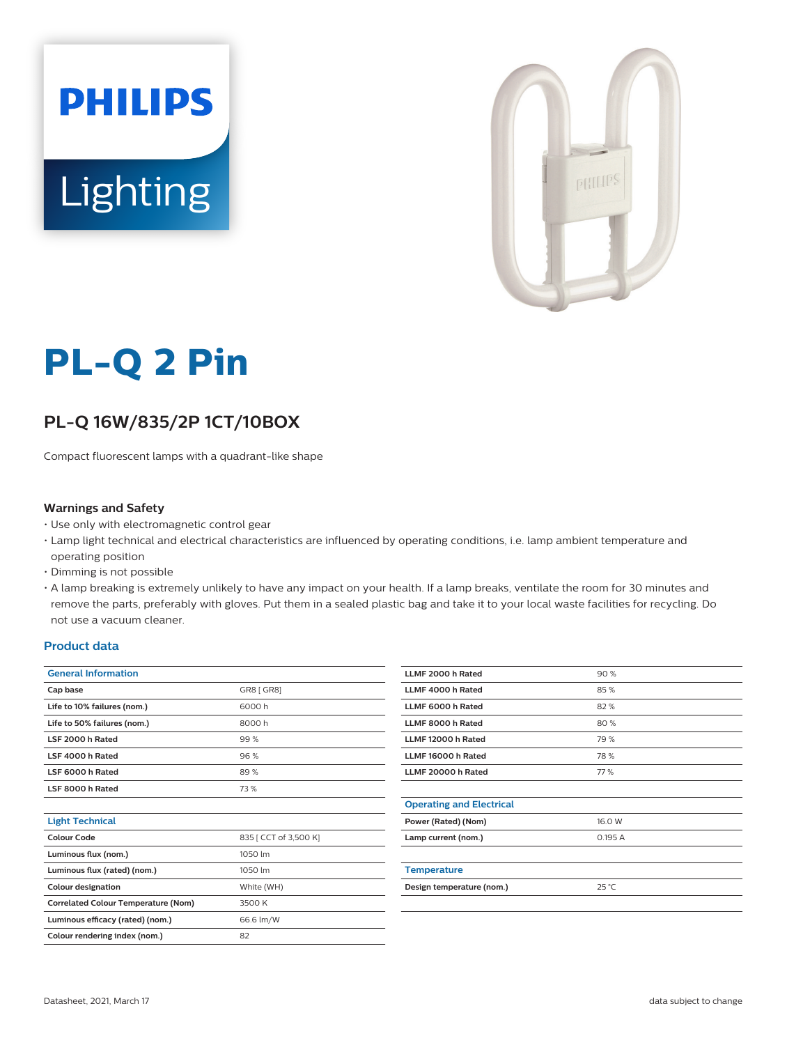PHILIPS

Lighting

# PL-Q 2 Pin

## PL-Q 16W/835/2P 1CT/10BOX

Compact fluorescent lamps with a quadrant-like shape

### Warnings and Safety

- Use only with electromagnetic control gear
- Lamp light technical and electrical characteristics are influenced by operating conditions, i.e. lamp ambient temperature and operating position
- Dimming is not possible
- A lamp breaking is extremely unlikely to have any impact on your health. If a lamp breaks, ventilate the room for 30 minutes and remove the parts, preferably with gloves. Put them in a sealed plastic bag and take it to your local waste facilities for recycling. Do not use a vacuum cleaner.

### Product data

| General Information | |
|---|---|
| Cap base | GR8 [ GR8] |
| Life to 10% failures (nom.) | 6000 h |
| Life to 50% failures (nom.) | 8000 h |
| LSF 2000 h Rated | 99 % |
| LSF 4000 h Rated | 96 % |
| LSF 6000 h Rated | 89 % |
| LSF 8000 h Rated | 73 % |
| LLMF 2000 h Rated | 90 % |
| LLMF 4000 h Rated | 85 % |
| LLMF 6000 h Rated | 82 % |
| LLMF 8000 h Rated | 80 % |
| LLMF 12000 h Rated | 79 % |
| LLMF 16000 h Rated | 78 % |
| LLMF 20000 h Rated | 77 % |

| Light Technical | |
|---|---|
| Colour Code | 835 [ CCT of 3,500 K] |
| Luminous flux (nom.) | 1050 lm |
| Luminous flux (rated) (nom.) | 1050 lm |
| Colour designation | White (WH) |
| Correlated Colour Temperature (Nom) | 3500 K |
| Luminous efficacy (rated) (nom.) | 66.6 lm/W |
| Colour rendering index (nom.) | 82 |

| Operating and Electrical | |
|---|---|
| Power (Rated) (Nom) | 16.0 W |
| Lamp current (nom.) | 0.195 A |

| Temperature | |
|---|---|
| Design temperature (nom.) | 25 °C |

Datasheet, 2021, March 17

data subject to change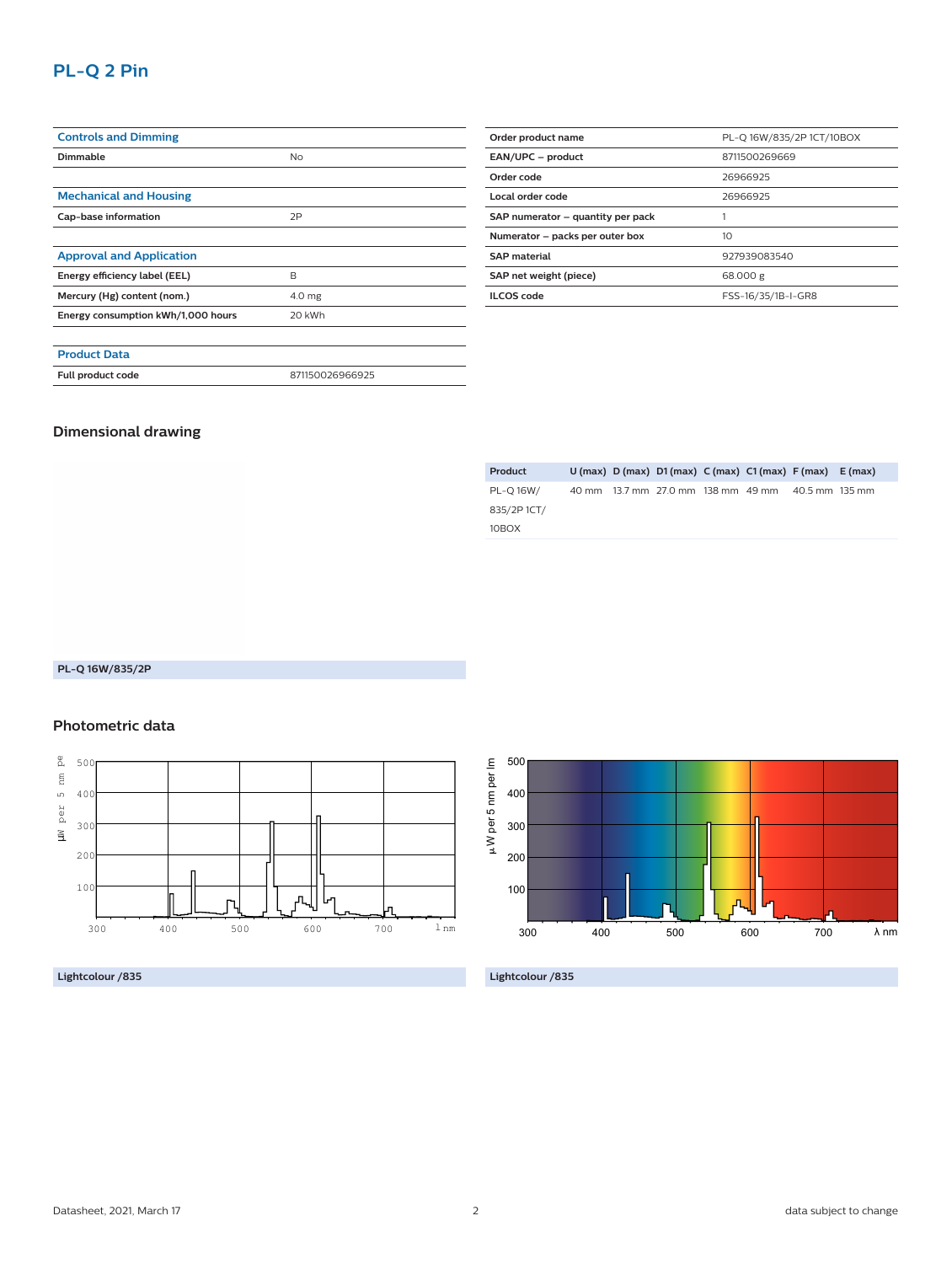## PL-Q 2 Pin

| Controls and Dimming | |
|---|---|
| Dimmable | No |

| Mechanical and Housing | |
|---|---|
| Cap-base information | 2P |

| Approval and Application | |
|---|---|
| Energy efficiency label (EEL) | B |
| Mercury (Hg) content (nom.) | 4.0 mg |
| Energy consumption kWh/1,000 hours | 20 kWh |

| Product Data | |
|---|---|
| Full product code | 871150026966925 |

| | |
|---|---|
| Order product name | PL-Q 16W/835/2P 1CT/10BOX |
| EAN/UPC – product | 8711500269669 |
| Order code | 26966925 |
| Local order code | 26966925 |
| SAP numerator – quantity per pack | 1 |
| Numerator – packs per outer box | 10 |
| SAP material | 927939083540 |
| SAP net weight (piece) | 68.000 g |
| ILCOS code | FSS-16/35/1B-I-GR8 |

### Dimensional drawing

| Product | U (max) | D (max) | D1 (max) | C (max) | C1 (max) | F (max) | E (max) |
|---|---|---|---|---|---|---|---|
| PL-Q 16W/835/2P 1CT/10BOX | 40 mm | 13.7 mm | 27.0 mm | 138 mm | 49 mm | 40.5 mm | 135 mm |

PL-Q 16W/835/2P

### Photometric data

Lightcolour /835

Lightcolour /835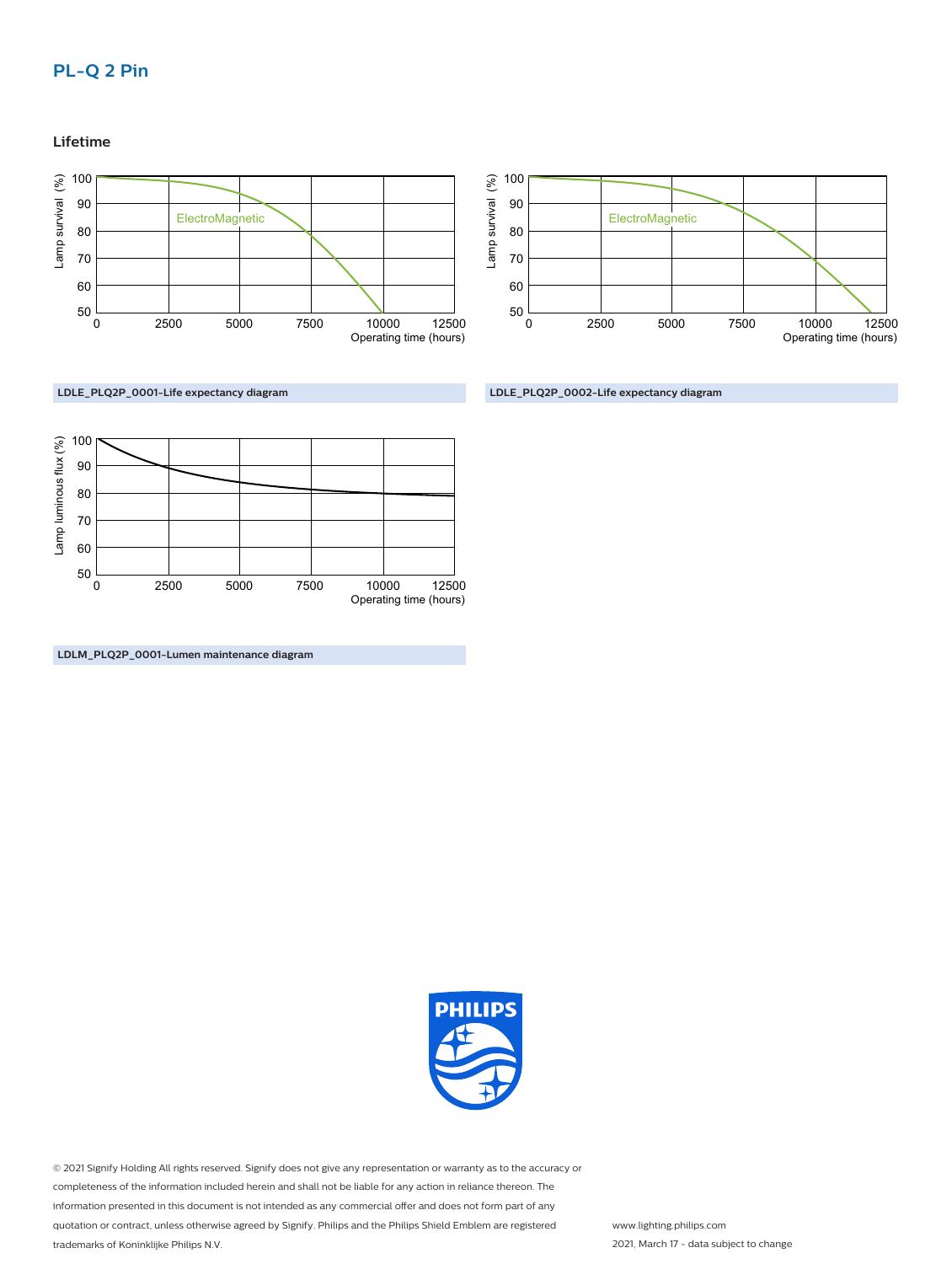## PL-Q 2 Pin

### Lifetime

Lamp survival (%)
100
90
80
70
60
50
0 2500 5000 7500 10000 12500
Operating time (hours)
ElectroMagnetic

**LDLE_PLQ2P_0001-Life expectancy diagram**

Lamp survival (%)
100
90
80
70
60
50
0 2500 5000 7500 10000 12500
Operating time (hours)
ElectroMagnetic

**LDLE_PLQ2P_0002-Life expectancy diagram**

Lamp luminous flux (%)
100
90
80
70
60
50
0 2500 5000 7500 10000 12500
Operating time (hours)

**LDLM_PLQ2P_0001-Lumen maintenance diagram**

© 2021 Signify Holding All rights reserved. Signify does not give any representation or warranty as to the accuracy or completeness of the information included herein and shall not be liable for any action in reliance thereon. The information presented in this document is not intended as any commercial offer and does not form part of any quotation or contract, unless otherwise agreed by Signify. Philips and the Philips Shield Emblem are registered trademarks of Koninklijke Philips N.V.

www.lighting.philips.com

2021, March 17 - data subject to change